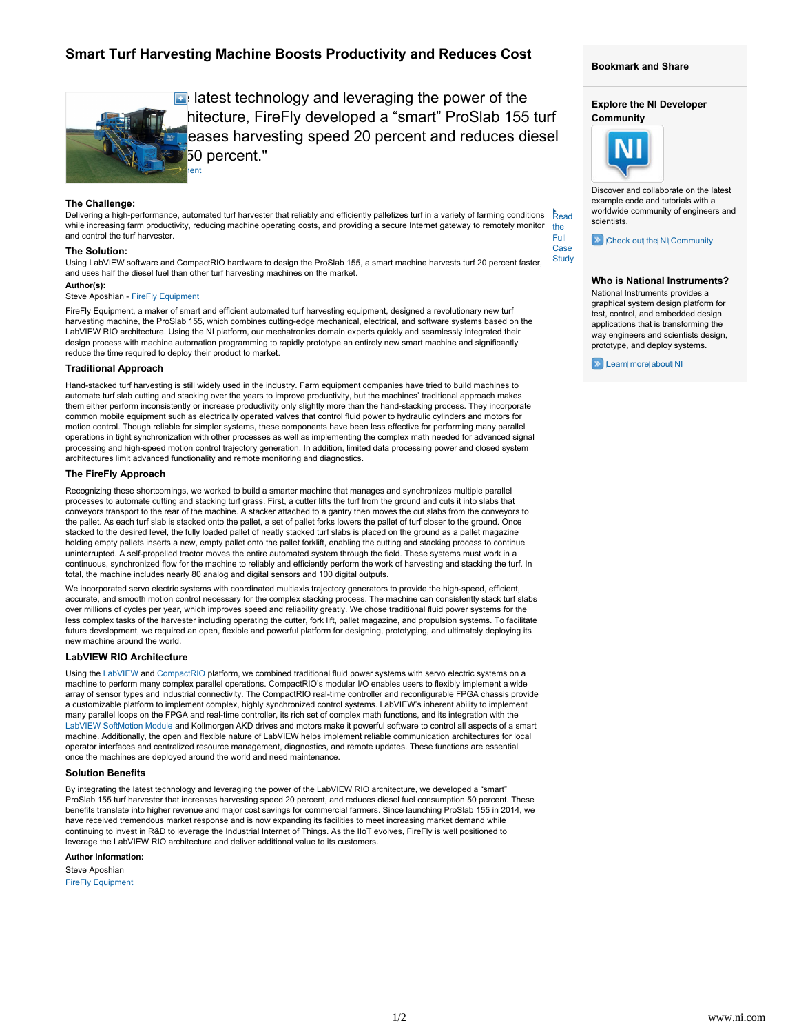# Smart Turf Harvesting Machine Boosts Productivity and Reduces Cost

"...latest technology and leveraging the power of the ...hitecture, FireFly developed a "smart" ProSlab 155 turf ...eases harvesting speed 20 percent and reduces diesel ...50 percent."

...nent

### The Challenge:

Delivering a high-performance, automated turf harvester that reliably and efficiently palletizes turf in a variety of farming conditions while increasing farm productivity, reducing machine operating costs, and providing a secure Internet gateway to remotely monitor and control the turf harvester.

### The Solution:

Using LabVIEW software and CompactRIO hardware to design the ProSlab 155, a smart machine harvests turf 20 percent faster, and uses half the diesel fuel than other turf harvesting machines on the market.

Read the Full Case Study

**Author(s):**

Steve Aposhian - FireFly Equipment

FireFly Equipment, a maker of smart and efficient automated turf harvesting equipment, designed a revolutionary new turf harvesting machine, the ProSlab 155, which combines cutting-edge mechanical, electrical, and software systems based on the LabVIEW RIO architecture. Using the NI platform, our mechatronics domain experts quickly and seamlessly integrated their design process with machine automation programming to rapidly prototype an entirely new smart machine and significantly reduce the time required to deploy their product to market.

### Traditional Approach

Hand-stacked turf harvesting is still widely used in the industry. Farm equipment companies have tried to build machines to automate turf slab cutting and stacking over the years to improve productivity, but the machines' traditional approach makes them either perform inconsistently or increase productivity only slightly more than the hand-stacking process. They incorporate common mobile equipment such as electrically operated valves that control fluid power to hydraulic cylinders and motors for motion control. Though reliable for simpler systems, these components have been less effective for performing many parallel operations in tight synchronization with other processes as well as implementing the complex math needed for advanced signal processing and high-speed motion control trajectory generation. In addition, limited data processing power and closed system architectures limit advanced functionality and remote monitoring and diagnostics.

### The FireFly Approach

Recognizing these shortcomings, we worked to build a smarter machine that manages and synchronizes multiple parallel processes to automate cutting and stacking turf grass. First, a cutter lifts the turf from the ground and cuts it into slabs that conveyors transport to the rear of the machine. A stacker attached to a gantry then moves the cut slabs from the conveyors to the pallet. As each turf slab is stacked onto the pallet, a set of pallet forks lowers the pallet of turf closer to the ground. Once stacked to the desired level, the fully loaded pallet of neatly stacked turf slabs is placed on the ground as a pallet magazine holding empty pallets inserts a new, empty pallet onto the pallet forklift, enabling the cutting and stacking process to continue uninterrupted. A self-propelled tractor moves the entire automated system through the field. These systems must work in a continuous, synchronized flow for the machine to reliably and efficiently perform the work of harvesting and stacking the turf. In total, the machine includes nearly 80 analog and digital sensors and 100 digital outputs.

We incorporated servo electric systems with coordinated multiaxis trajectory generators to provide the high-speed, efficient, accurate, and smooth motion control necessary for the complex stacking process. The machine can consistently stack turf slabs over millions of cycles per year, which improves speed and reliability greatly. We chose traditional fluid power systems for the less complex tasks of the harvester including operating the cutter, fork lift, pallet magazine, and propulsion systems. To facilitate future development, we required an open, flexible and powerful platform for designing, prototyping, and ultimately deploying its new machine around the world.

### LabVIEW RIO Architecture

Using the LabVIEW and CompactRIO platform, we combined traditional fluid power systems with servo electric systems on a machine to perform many complex parallel operations. CompactRIO's modular I/O enables users to flexibly implement a wide array of sensor types and industrial connectivity. The CompactRIO real-time controller and reconfigurable FPGA chassis provide a customizable platform to implement complex, highly synchronized control systems. LabVIEW's inherent ability to implement many parallel loops on the FPGA and real-time controller, its rich set of complex math functions, and its integration with the LabVIEW SoftMotion Module and Kollmorgen AKD drives and motors make it powerful software to control all aspects of a smart machine. Additionally, the open and flexible nature of LabVIEW helps implement reliable communication architectures for local operator interfaces and centralized resource management, diagnostics, and remote updates. These functions are essential once the machines are deployed around the world and need maintenance.

### Solution Benefits

By integrating the latest technology and leveraging the power of the LabVIEW RIO architecture, we developed a "smart" ProSlab 155 turf harvester that increases harvesting speed 20 percent, and reduces diesel fuel consumption 50 percent. These benefits translate into higher revenue and major cost savings for commercial farmers. Since launching ProSlab 155 in 2014, we have received tremendous market response and is now expanding its facilities to meet increasing market demand while continuing to invest in R&D to leverage the Industrial Internet of Things. As the IIoT evolves, FireFly is well positioned to leverage the LabVIEW RIO architecture and deliver additional value to its customers.

**Author Information:**

Steve Aposhian
FireFly Equipment

### Bookmark and Share

### Explore the NI Developer Community

Discover and collaborate on the latest example code and tutorials with a worldwide community of engineers and scientists.

Check out the NI Community

### Who is National Instruments?

National Instruments provides a graphical system design platform for test, control, and embedded design applications that is transforming the way engineers and scientists design, prototype, and deploy systems.

Learn more about NI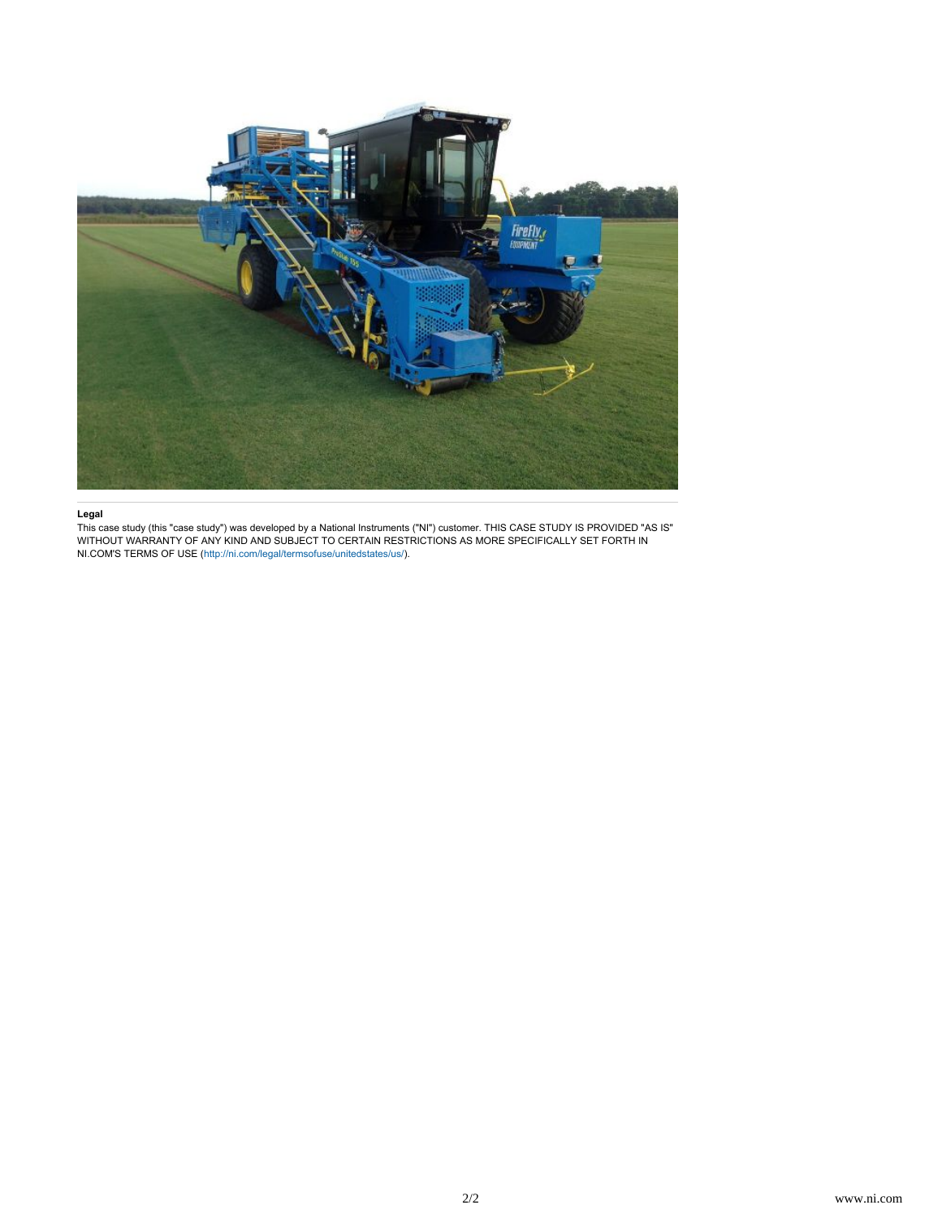**Legal**

This case study (this "case study") was developed by a National Instruments ("NI") customer. THIS CASE STUDY IS PROVIDED "AS IS" WITHOUT WARRANTY OF ANY KIND AND SUBJECT TO CERTAIN RESTRICTIONS AS MORE SPECIFICALLY SET FORTH IN NI.COM'S TERMS OF USE (http://ni.com/legal/termsofuse/unitedstates/us/).